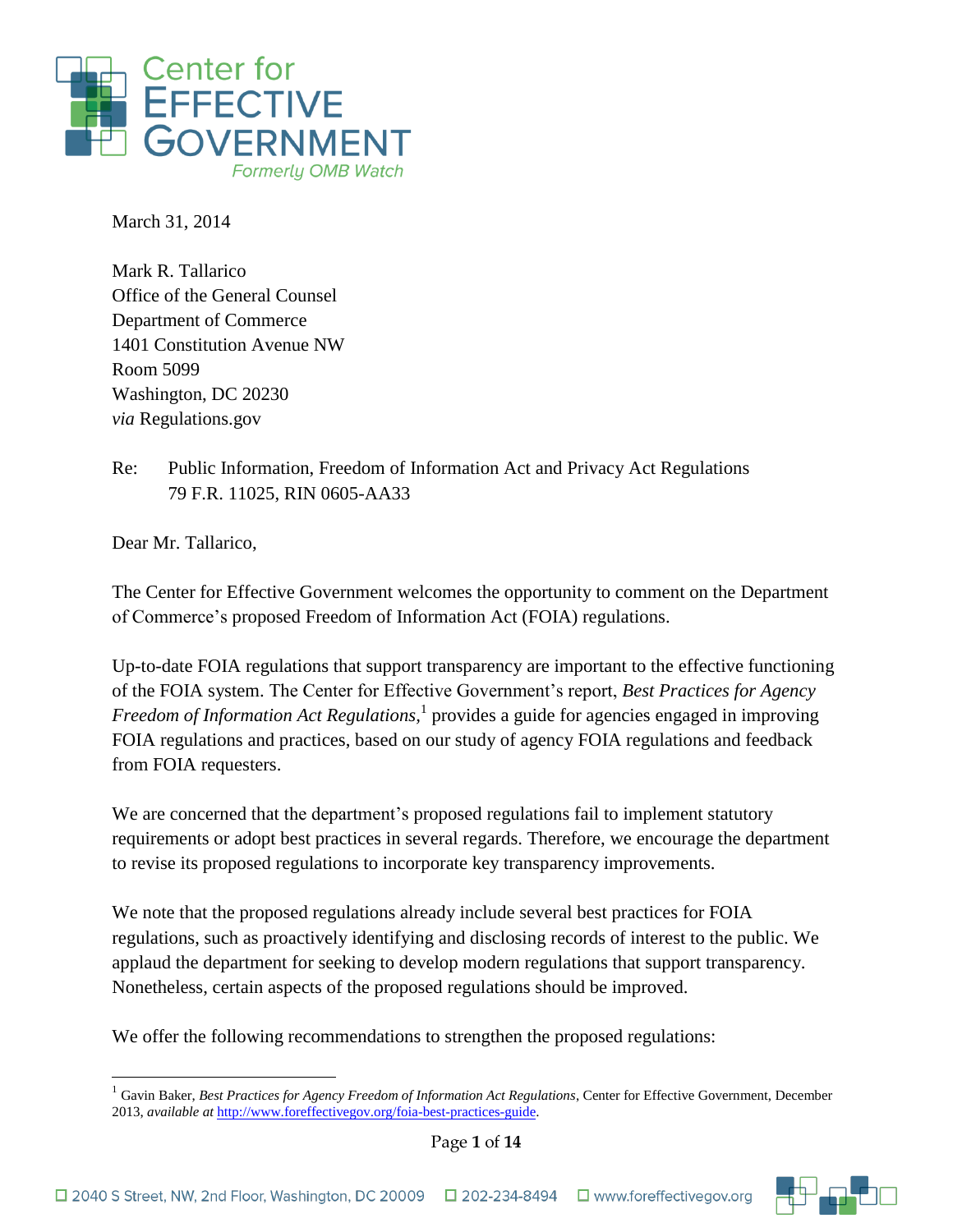Center for
EFFECTIVE
GOVERNMENT
*Formerly OMB Watch*

March 31, 2014

Mark R. Tallarico
Office of the General Counsel
Department of Commerce
1401 Constitution Avenue NW
Room 5099
Washington, DC 20230
*via* Regulations.gov

Re: Public Information, Freedom of Information Act and Privacy Act Regulations
79 F.R. 11025, RIN 0605-AA33

Dear Mr. Tallarico,

The Center for Effective Government welcomes the opportunity to comment on the Department of Commerce's proposed Freedom of Information Act (FOIA) regulations.

Up-to-date FOIA regulations that support transparency are important to the effective functioning of the FOIA system. The Center for Effective Government's report, *Best Practices for Agency Freedom of Information Act Regulations*,[1] provides a guide for agencies engaged in improving FOIA regulations and practices, based on our study of agency FOIA regulations and feedback from FOIA requesters.

We are concerned that the department's proposed regulations fail to implement statutory requirements or adopt best practices in several regards. Therefore, we encourage the department to revise its proposed regulations to incorporate key transparency improvements.

We note that the proposed regulations already include several best practices for FOIA regulations, such as proactively identifying and disclosing records of interest to the public. We applaud the department for seeking to develop modern regulations that support transparency. Nonetheless, certain aspects of the proposed regulations should be improved.

We offer the following recommendations to strengthen the proposed regulations:

---

[1] Gavin Baker, *Best Practices for Agency Freedom of Information Act Regulations*, Center for Effective Government, December 2013, *available at* http://www.foreffectivegov.org/foia-best-practices-guide.

2040 S Street, NW, 2nd Floor, Washington, DC 20009 | 202-234-8494 | www.foreffectivegov.org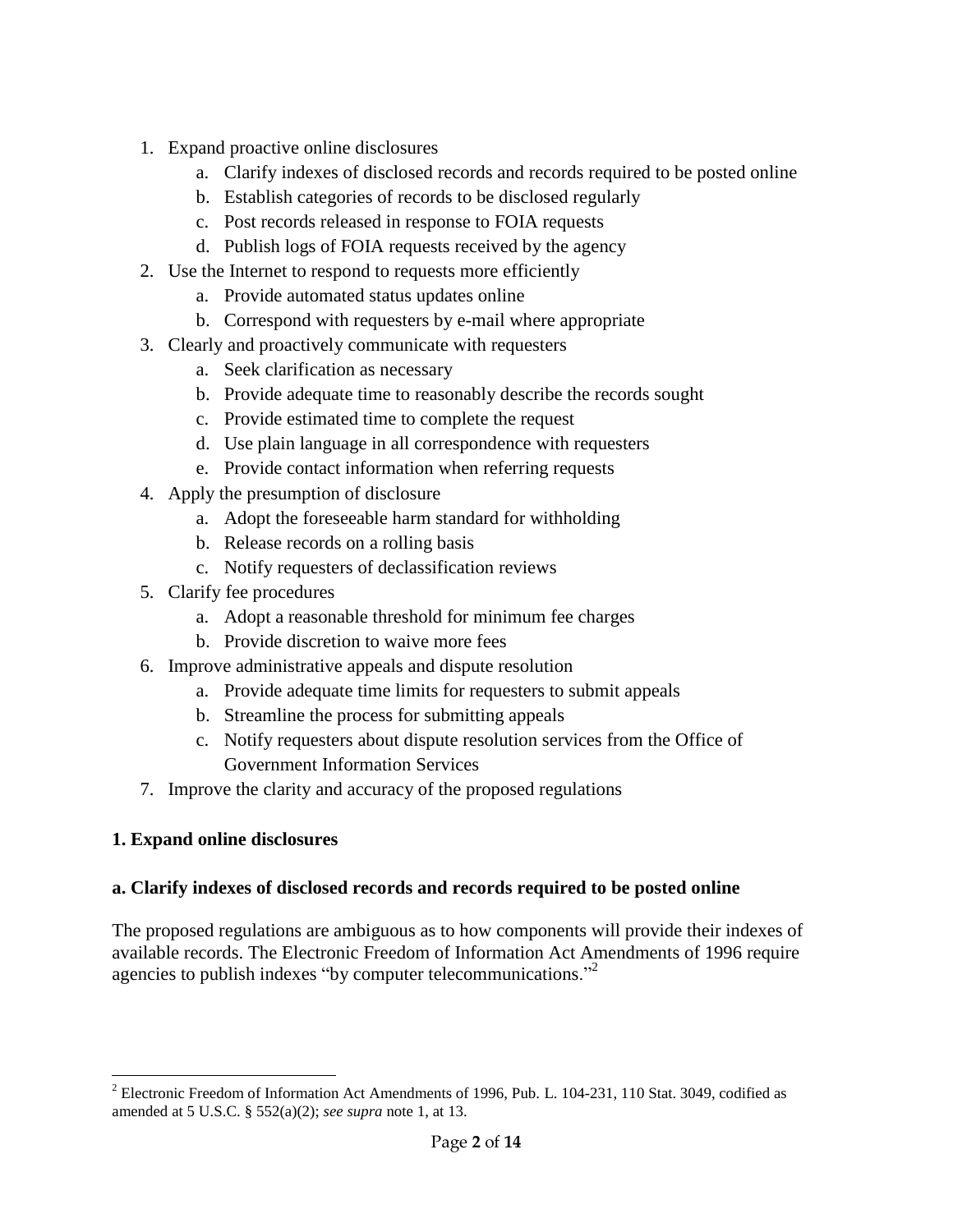1. Expand proactive online disclosures
    a. Clarify indexes of disclosed records and records required to be posted online
    b. Establish categories of records to be disclosed regularly
    c. Post records released in response to FOIA requests
    d. Publish logs of FOIA requests received by the agency
2. Use the Internet to respond to requests more efficiently
    a. Provide automated status updates online
    b. Correspond with requesters by e-mail where appropriate
3. Clearly and proactively communicate with requesters
    a. Seek clarification as necessary
    b. Provide adequate time to reasonably describe the records sought
    c. Provide estimated time to complete the request
    d. Use plain language in all correspondence with requesters
    e. Provide contact information when referring requests
4. Apply the presumption of disclosure
    a. Adopt the foreseeable harm standard for withholding
    b. Release records on a rolling basis
    c. Notify requesters of declassification reviews
5. Clarify fee procedures
    a. Adopt a reasonable threshold for minimum fee charges
    b. Provide discretion to waive more fees
6. Improve administrative appeals and dispute resolution
    a. Provide adequate time limits for requesters to submit appeals
    b. Streamline the process for submitting appeals
    c. Notify requesters about dispute resolution services from the Office of Government Information Services
7. Improve the clarity and accuracy of the proposed regulations

**1. Expand online disclosures**

**a. Clarify indexes of disclosed records and records required to be posted online**

The proposed regulations are ambiguous as to how components will provide their indexes of available records. The Electronic Freedom of Information Act Amendments of 1996 require agencies to publish indexes "by computer telecommunications."[2]

[2] Electronic Freedom of Information Act Amendments of 1996, Pub. L. 104-231, 110 Stat. 3049, codified as amended at 5 U.S.C. § 552(a)(2); *see supra* note 1, at 13.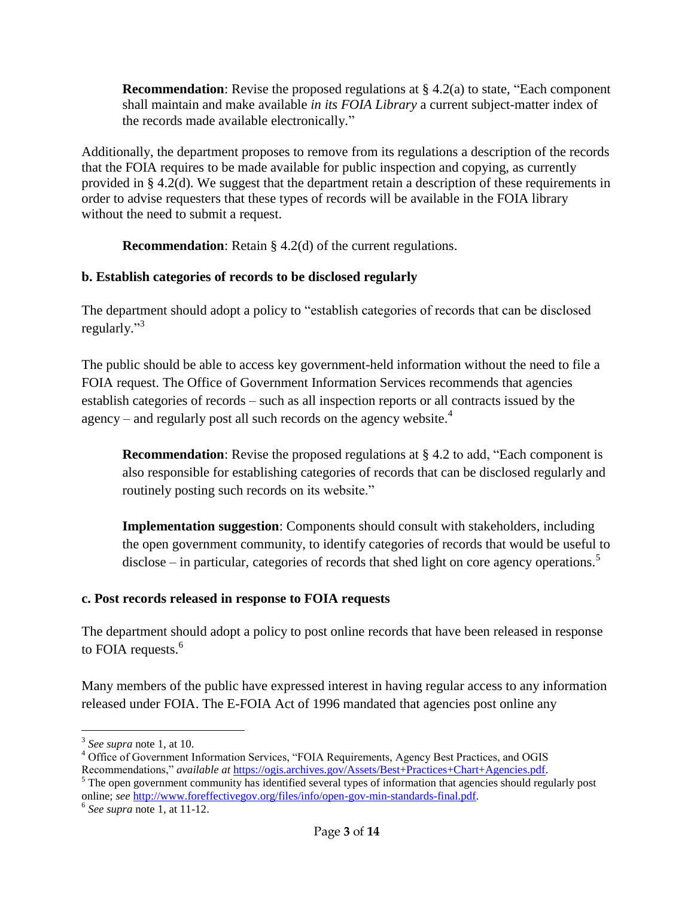> **Recommendation**: Revise the proposed regulations at § 4.2(a) to state, "Each component shall maintain and make available *in its FOIA Library* a current subject-matter index of the records made available electronically."

Additionally, the department proposes to remove from its regulations a description of the records that the FOIA requires to be made available for public inspection and copying, as currently provided in § 4.2(d). We suggest that the department retain a description of these requirements in order to advise requesters that these types of records will be available in the FOIA library without the need to submit a request.

> **Recommendation**: Retain § 4.2(d) of the current regulations.

**b. Establish categories of records to be disclosed regularly**

The department should adopt a policy to "establish categories of records that can be disclosed regularly."[3]

The public should be able to access key government-held information without the need to file a FOIA request. The Office of Government Information Services recommends that agencies establish categories of records – such as all inspection reports or all contracts issued by the agency – and regularly post all such records on the agency website.[4]

> **Recommendation**: Revise the proposed regulations at § 4.2 to add, "Each component is also responsible for establishing categories of records that can be disclosed regularly and routinely posting such records on its website."

> **Implementation suggestion**: Components should consult with stakeholders, including the open government community, to identify categories of records that would be useful to disclose – in particular, categories of records that shed light on core agency operations.[5]

**c. Post records released in response to FOIA requests**

The department should adopt a policy to post online records that have been released in response to FOIA requests.[6]

Many members of the public have expressed interest in having regular access to any information released under FOIA. The E-FOIA Act of 1996 mandated that agencies post online any

---

[3] *See supra* note 1, at 10.

[4] Office of Government Information Services, "FOIA Requirements, Agency Best Practices, and OGIS Recommendations," *available at* https://ogis.archives.gov/Assets/Best+Practices+Chart+Agencies.pdf.

[5] The open government community has identified several types of information that agencies should regularly post online; *see* http://www.foreffectivegov.org/files/info/open-gov-min-standards-final.pdf.

[6] *See supra* note 1, at 11-12.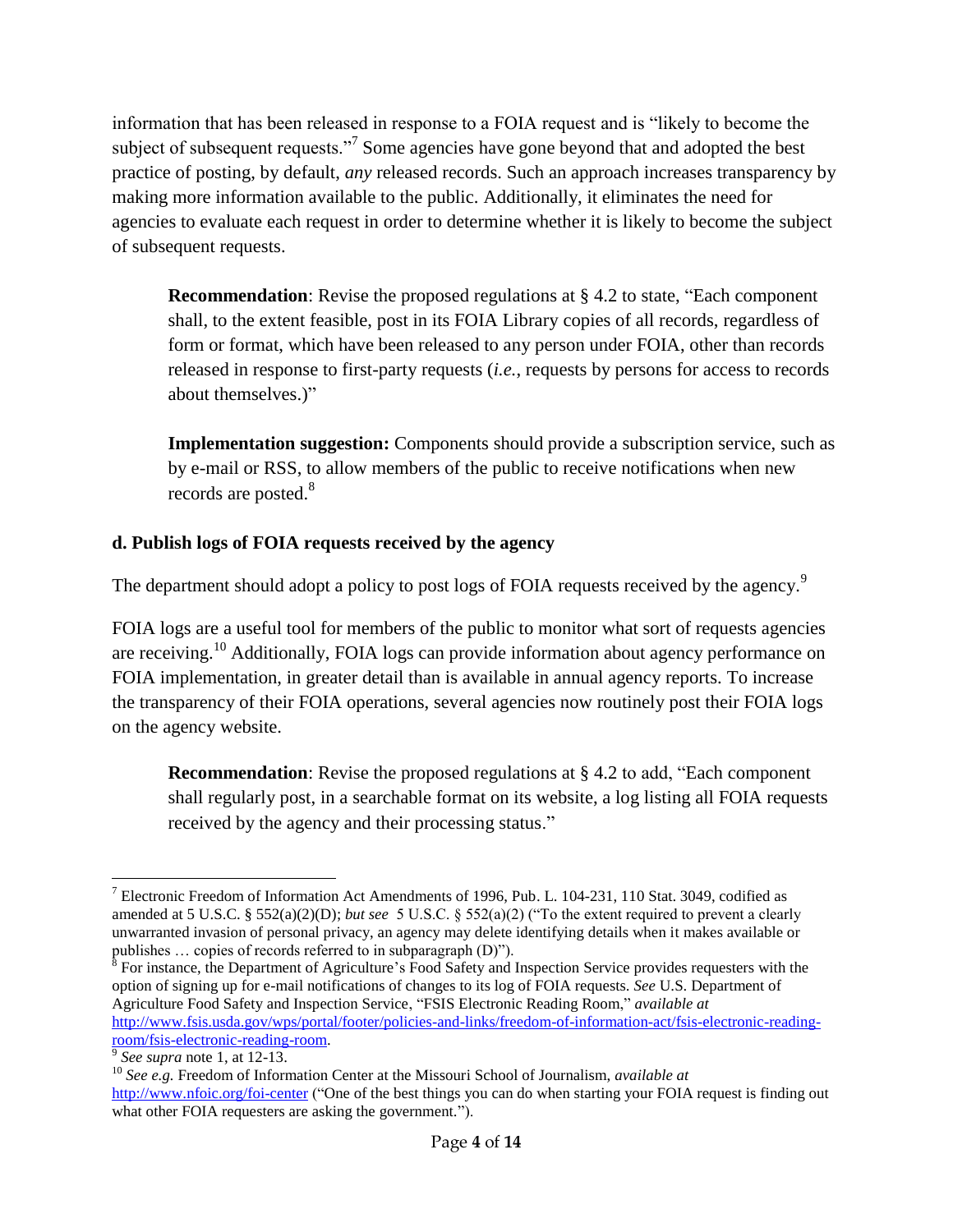information that has been released in response to a FOIA request and is "likely to become the subject of subsequent requests."[7] Some agencies have gone beyond that and adopted the best practice of posting, by default, *any* released records. Such an approach increases transparency by making more information available to the public. Additionally, it eliminates the need for agencies to evaluate each request in order to determine whether it is likely to become the subject of subsequent requests.

> **Recommendation**: Revise the proposed regulations at § 4.2 to state, "Each component shall, to the extent feasible, post in its FOIA Library copies of all records, regardless of form or format, which have been released to any person under FOIA, other than records released in response to first-party requests (*i.e.*, requests by persons for access to records about themselves.)"
>
> **Implementation suggestion:** Components should provide a subscription service, such as by e-mail or RSS, to allow members of the public to receive notifications when new records are posted.[8]

### d. Publish logs of FOIA requests received by the agency

The department should adopt a policy to post logs of FOIA requests received by the agency.[9]

FOIA logs are a useful tool for members of the public to monitor what sort of requests agencies are receiving.[10] Additionally, FOIA logs can provide information about agency performance on FOIA implementation, in greater detail than is available in annual agency reports. To increase the transparency of their FOIA operations, several agencies now routinely post their FOIA logs on the agency website.

> **Recommendation**: Revise the proposed regulations at § 4.2 to add, "Each component shall regularly post, in a searchable format on its website, a log listing all FOIA requests received by the agency and their processing status."

---

[7] Electronic Freedom of Information Act Amendments of 1996, Pub. L. 104-231, 110 Stat. 3049, codified as amended at 5 U.S.C. § 552(a)(2)(D); *but see* 5 U.S.C. § 552(a)(2) ("To the extent required to prevent a clearly unwarranted invasion of personal privacy, an agency may delete identifying details when it makes available or publishes … copies of records referred to in subparagraph (D)").

[8] For instance, the Department of Agriculture's Food Safety and Inspection Service provides requesters with the option of signing up for e-mail notifications of changes to its log of FOIA requests. *See* U.S. Department of Agriculture Food Safety and Inspection Service, "FSIS Electronic Reading Room," *available at* http://www.fsis.usda.gov/wps/portal/footer/policies-and-links/freedom-of-information-act/fsis-electronic-reading-room/fsis-electronic-reading-room.

[9] *See supra* note 1, at 12-13.

[10] *See e.g.* Freedom of Information Center at the Missouri School of Journalism, *available at* http://www.nfoic.org/foi-center ("One of the best things you can do when starting your FOIA request is finding out what other FOIA requesters are asking the government.").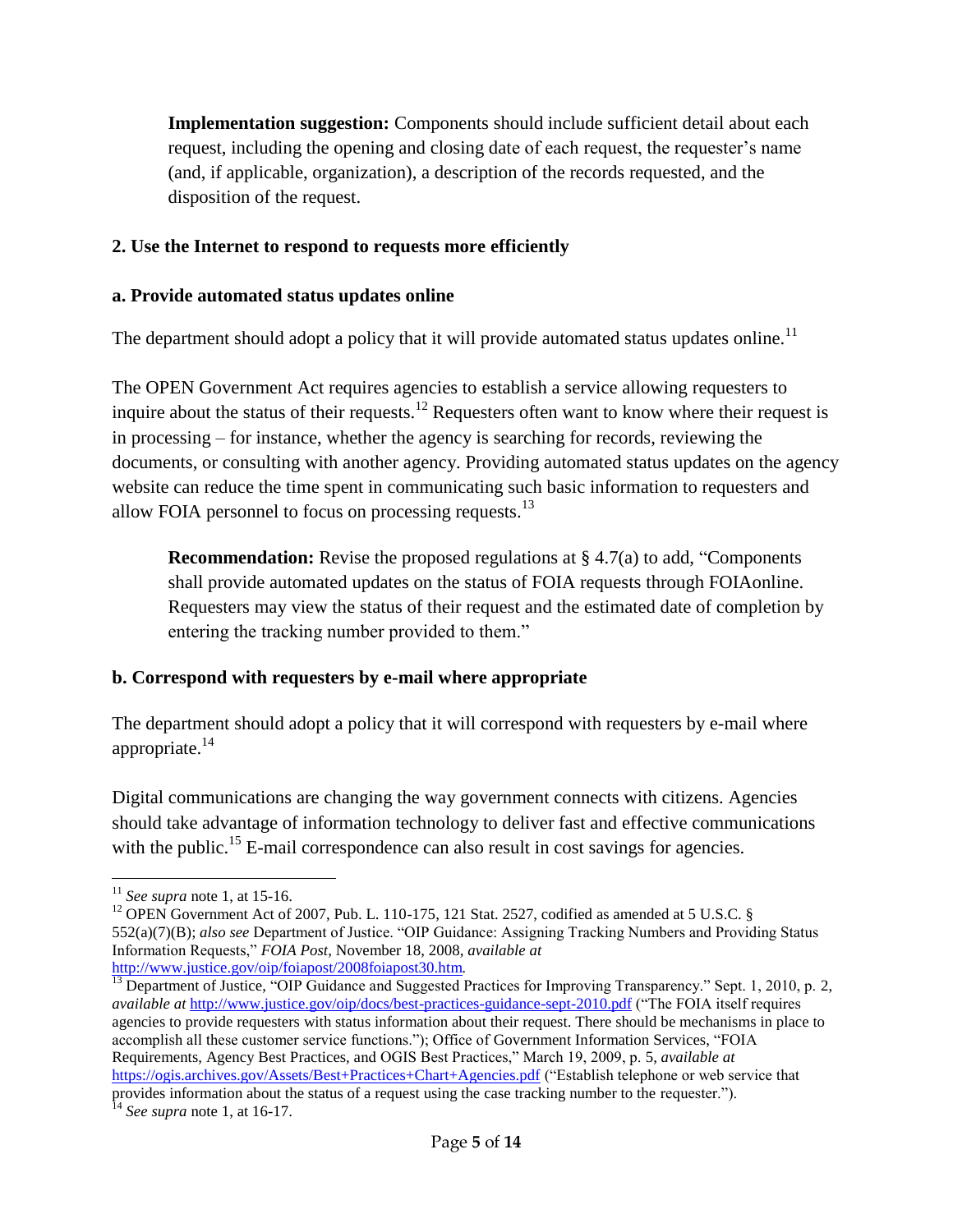> **Implementation suggestion:** Components should include sufficient detail about each request, including the opening and closing date of each request, the requester's name (and, if applicable, organization), a description of the records requested, and the disposition of the request.

### 2. Use the Internet to respond to requests more efficiently

#### a. Provide automated status updates online

The department should adopt a policy that it will provide automated status updates online.[11]

The OPEN Government Act requires agencies to establish a service allowing requesters to inquire about the status of their requests.[12] Requesters often want to know where their request is in processing – for instance, whether the agency is searching for records, reviewing the documents, or consulting with another agency. Providing automated status updates on the agency website can reduce the time spent in communicating such basic information to requesters and allow FOIA personnel to focus on processing requests.[13]

> **Recommendation:** Revise the proposed regulations at § 4.7(a) to add, "Components shall provide automated updates on the status of FOIA requests through FOIAonline. Requesters may view the status of their request and the estimated date of completion by entering the tracking number provided to them."

#### b. Correspond with requesters by e-mail where appropriate

The department should adopt a policy that it will correspond with requesters by e-mail where appropriate.[14]

Digital communications are changing the way government connects with citizens. Agencies should take advantage of information technology to deliver fast and effective communications with the public.[15] E-mail correspondence can also result in cost savings for agencies.

---

[11] *See supra* note 1, at 15-16.

[12] OPEN Government Act of 2007, Pub. L. 110-175, 121 Stat. 2527, codified as amended at 5 U.S.C. § 552(a)(7)(B); *also see* Department of Justice. "OIP Guidance: Assigning Tracking Numbers and Providing Status Information Requests," *FOIA Post*, November 18, 2008, *available at* http://www.justice.gov/oip/foiapost/2008foiapost30.htm.

[13] Department of Justice, "OIP Guidance and Suggested Practices for Improving Transparency." Sept. 1, 2010, p. 2, *available at* http://www.justice.gov/oip/docs/best-practices-guidance-sept-2010.pdf ("The FOIA itself requires agencies to provide requesters with status information about their request. There should be mechanisms in place to accomplish all these customer service functions."); Office of Government Information Services, "FOIA Requirements, Agency Best Practices, and OGIS Best Practices," March 19, 2009, p. 5, *available at* https://ogis.archives.gov/Assets/Best+Practices+Chart+Agencies.pdf ("Establish telephone or web service that provides information about the status of a request using the case tracking number to the requester.").

[14] *See supra* note 1, at 16-17.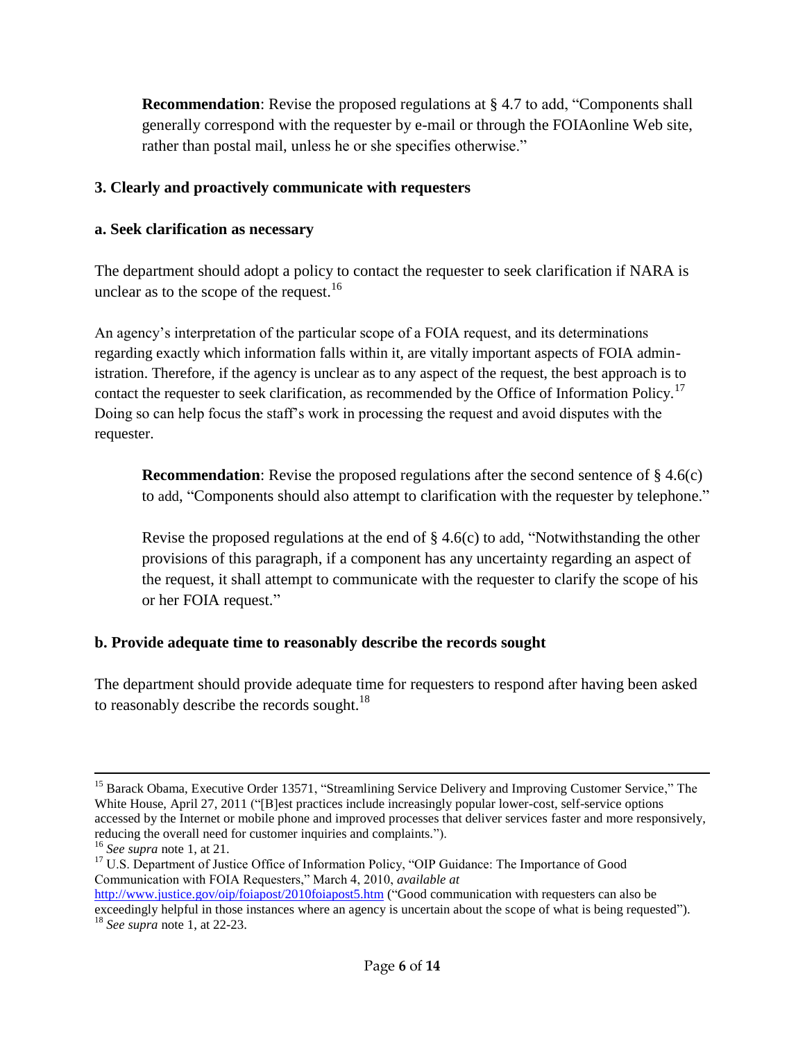**Recommendation**: Revise the proposed regulations at § 4.7 to add, "Components shall generally correspond with the requester by e-mail or through the FOIAonline Web site, rather than postal mail, unless he or she specifies otherwise."

### 3. Clearly and proactively communicate with requesters

#### a. Seek clarification as necessary

The department should adopt a policy to contact the requester to seek clarification if NARA is unclear as to the scope of the request.[16]

An agency's interpretation of the particular scope of a FOIA request, and its determinations regarding exactly which information falls within it, are vitally important aspects of FOIA administration. Therefore, if the agency is unclear as to any aspect of the request, the best approach is to contact the requester to seek clarification, as recommended by the Office of Information Policy.[17] Doing so can help focus the staff's work in processing the request and avoid disputes with the requester.

**Recommendation**: Revise the proposed regulations after the second sentence of § 4.6(c) to add, "Components should also attempt to clarification with the requester by telephone."

Revise the proposed regulations at the end of § 4.6(c) to add, "Notwithstanding the other provisions of this paragraph, if a component has any uncertainty regarding an aspect of the request, it shall attempt to communicate with the requester to clarify the scope of his or her FOIA request."

#### b. Provide adequate time to reasonably describe the records sought

The department should provide adequate time for requesters to respond after having been asked to reasonably describe the records sought.[18]

---

[15] Barack Obama, Executive Order 13571, "Streamlining Service Delivery and Improving Customer Service," The White House, April 27, 2011 ("[B]est practices include increasingly popular lower-cost, self-service options accessed by the Internet or mobile phone and improved processes that deliver services faster and more responsively, reducing the overall need for customer inquiries and complaints.").

[16] *See supra* note 1, at 21.

[17] U.S. Department of Justice Office of Information Policy, "OIP Guidance: The Importance of Good Communication with FOIA Requesters," March 4, 2010, *available at* http://www.justice.gov/oip/foiapost/2010foiapost5.htm ("Good communication with requesters can also be exceedingly helpful in those instances where an agency is uncertain about the scope of what is being requested").

[18] *See supra* note 1, at 22-23.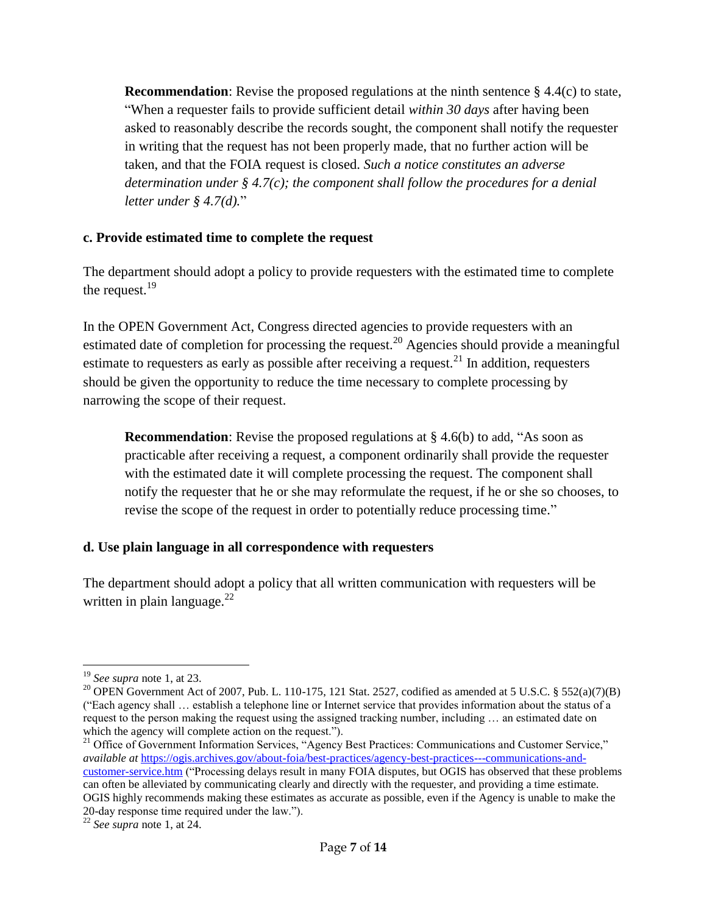> **Recommendation**: Revise the proposed regulations at the ninth sentence § 4.4(c) to state, "When a requester fails to provide sufficient detail *within 30 days* after having been asked to reasonably describe the records sought, the component shall notify the requester in writing that the request has not been properly made, that no further action will be taken, and that the FOIA request is closed. *Such a notice constitutes an adverse determination under § 4.7(c); the component shall follow the procedures for a denial letter under § 4.7(d).*"

**c. Provide estimated time to complete the request**

The department should adopt a policy to provide requesters with the estimated time to complete the request.[19]

In the OPEN Government Act, Congress directed agencies to provide requesters with an estimated date of completion for processing the request.[20] Agencies should provide a meaningful estimate to requesters as early as possible after receiving a request.[21] In addition, requesters should be given the opportunity to reduce the time necessary to complete processing by narrowing the scope of their request.

> **Recommendation**: Revise the proposed regulations at § 4.6(b) to add, "As soon as practicable after receiving a request, a component ordinarily shall provide the requester with the estimated date it will complete processing the request. The component shall notify the requester that he or she may reformulate the request, if he or she so chooses, to revise the scope of the request in order to potentially reduce processing time."

**d. Use plain language in all correspondence with requesters**

The department should adopt a policy that all written communication with requesters will be written in plain language.[22]

---

[19] *See supra* note 1, at 23.

[20] OPEN Government Act of 2007, Pub. L. 110-175, 121 Stat. 2527, codified as amended at 5 U.S.C. § 552(a)(7)(B) ("Each agency shall … establish a telephone line or Internet service that provides information about the status of a request to the person making the request using the assigned tracking number, including … an estimated date on which the agency will complete action on the request.").

[21] Office of Government Information Services, "Agency Best Practices: Communications and Customer Service," *available at* https://ogis.archives.gov/about-foia/best-practices/agency-best-practices---communications-and-customer-service.htm ("Processing delays result in many FOIA disputes, but OGIS has observed that these problems can often be alleviated by communicating clearly and directly with the requester, and providing a time estimate. OGIS highly recommends making these estimates as accurate as possible, even if the Agency is unable to make the 20-day response time required under the law.").

[22] *See supra* note 1, at 24.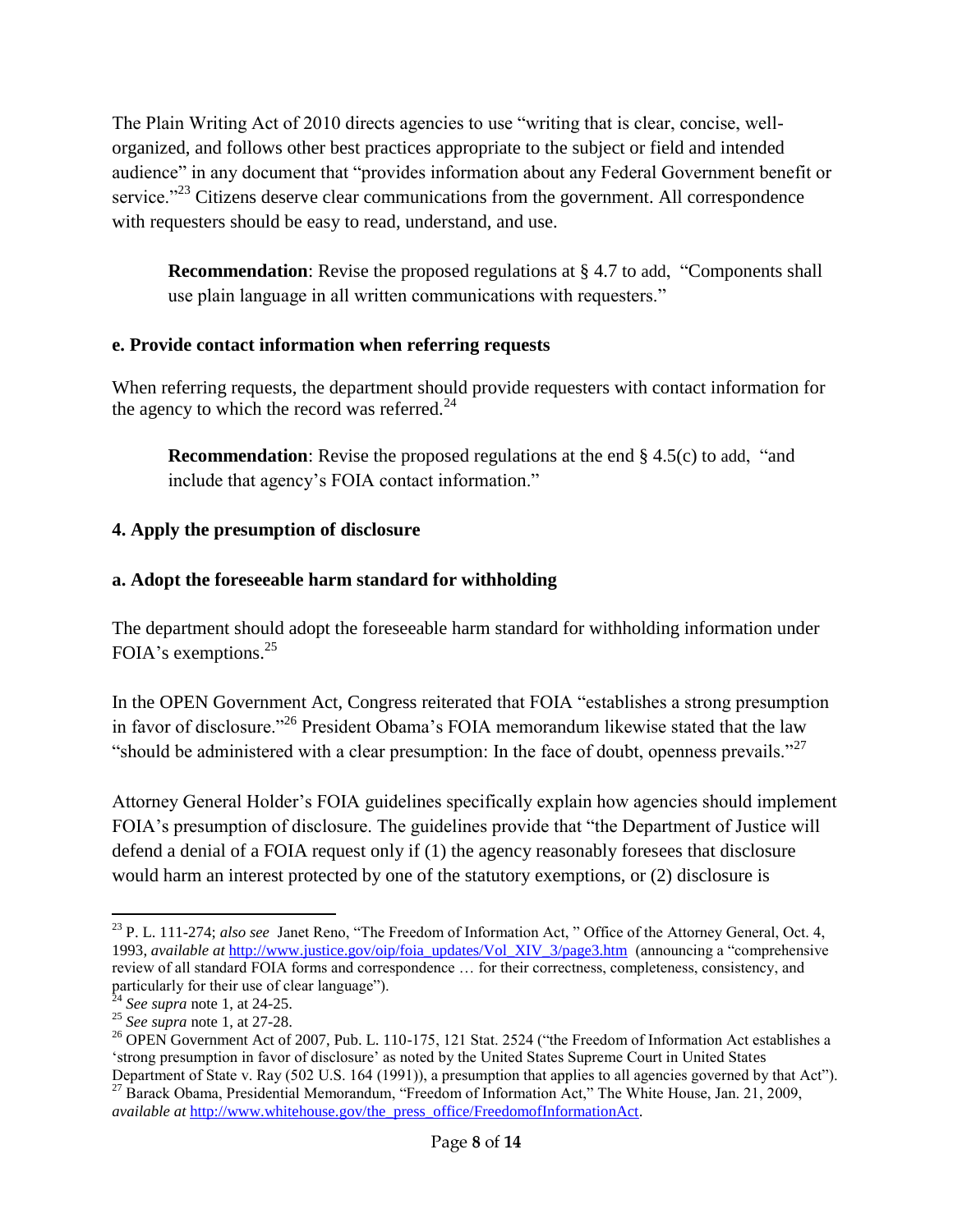The Plain Writing Act of 2010 directs agencies to use "writing that is clear, concise, well-organized, and follows other best practices appropriate to the subject or field and intended audience" in any document that "provides information about any Federal Government benefit or service."[23] Citizens deserve clear communications from the government. All correspondence with requesters should be easy to read, understand, and use.

> **Recommendation**: Revise the proposed regulations at § 4.7 to add, "Components shall use plain language in all written communications with requesters."

**e. Provide contact information when referring requests**

When referring requests, the department should provide requesters with contact information for the agency to which the record was referred.[24]

> **Recommendation**: Revise the proposed regulations at the end § 4.5(c) to add, "and include that agency's FOIA contact information."

**4. Apply the presumption of disclosure**

**a. Adopt the foreseeable harm standard for withholding**

The department should adopt the foreseeable harm standard for withholding information under FOIA's exemptions.[25]

In the OPEN Government Act, Congress reiterated that FOIA "establishes a strong presumption in favor of disclosure."[26] President Obama's FOIA memorandum likewise stated that the law "should be administered with a clear presumption: In the face of doubt, openness prevails."[27]

Attorney General Holder's FOIA guidelines specifically explain how agencies should implement FOIA's presumption of disclosure. The guidelines provide that "the Department of Justice will defend a denial of a FOIA request only if (1) the agency reasonably foresees that disclosure would harm an interest protected by one of the statutory exemptions, or (2) disclosure is

---

[23] P. L. 111-274; *also see* Janet Reno, "The Freedom of Information Act, " Office of the Attorney General, Oct. 4, 1993, *available at* http://www.justice.gov/oip/foia_updates/Vol_XIV_3/page3.htm (announcing a "comprehensive review of all standard FOIA forms and correspondence … for their correctness, completeness, consistency, and particularly for their use of clear language").

[24] *See supra* note 1, at 24-25.

[25] *See supra* note 1, at 27-28.

[26] OPEN Government Act of 2007, Pub. L. 110-175, 121 Stat. 2524 ("the Freedom of Information Act establishes a 'strong presumption in favor of disclosure' as noted by the United States Supreme Court in United States Department of State v. Ray (502 U.S. 164 (1991)), a presumption that applies to all agencies governed by that Act").

[27] Barack Obama, Presidential Memorandum, "Freedom of Information Act," The White House, Jan. 21, 2009, *available at* http://www.whitehouse.gov/the_press_office/FreedomofInformationAct.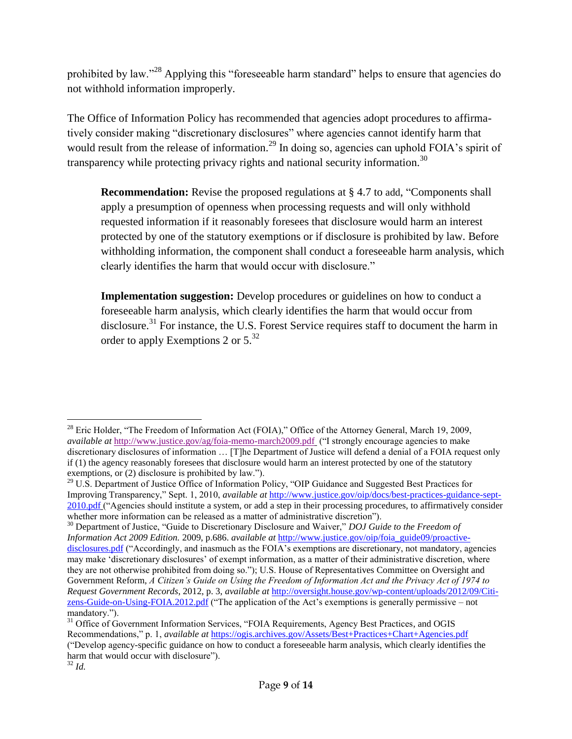prohibited by law."[28] Applying this "foreseeable harm standard" helps to ensure that agencies do not withhold information improperly.

The Office of Information Policy has recommended that agencies adopt procedures to affirmatively consider making "discretionary disclosures" where agencies cannot identify harm that would result from the release of information.[29] In doing so, agencies can uphold FOIA's spirit of transparency while protecting privacy rights and national security information.[30]

> **Recommendation:** Revise the proposed regulations at § 4.7 to add, "Components shall apply a presumption of openness when processing requests and will only withhold requested information if it reasonably foresees that disclosure would harm an interest protected by one of the statutory exemptions or if disclosure is prohibited by law. Before withholding information, the component shall conduct a foreseeable harm analysis, which clearly identifies the harm that would occur with disclosure."
>
> **Implementation suggestion:** Develop procedures or guidelines on how to conduct a foreseeable harm analysis, which clearly identifies the harm that would occur from disclosure.[31] For instance, the U.S. Forest Service requires staff to document the harm in order to apply Exemptions 2 or 5.[32]

---

[28] Eric Holder, "The Freedom of Information Act (FOIA)," Office of the Attorney General, March 19, 2009, *available at* http://www.justice.gov/ag/foia-memo-march2009.pdf ("I strongly encourage agencies to make discretionary disclosures of information … [T]he Department of Justice will defend a denial of a FOIA request only if (1) the agency reasonably foresees that disclosure would harm an interest protected by one of the statutory exemptions, or (2) disclosure is prohibited by law.").

[29] U.S. Department of Justice Office of Information Policy, "OIP Guidance and Suggested Best Practices for Improving Transparency," Sept. 1, 2010, *available at* http://www.justice.gov/oip/docs/best-practices-guidance-sept-2010.pdf ("Agencies should institute a system, or add a step in their processing procedures, to affirmatively consider whether more information can be released as a matter of administrative discretion").

[30] Department of Justice, "Guide to Discretionary Disclosure and Waiver," *DOJ Guide to the Freedom of Information Act 2009 Edition.* 2009, p.686. *available at* http://www.justice.gov/oip/foia_guide09/proactive-disclosures.pdf ("Accordingly, and inasmuch as the FOIA's exemptions are discretionary, not mandatory, agencies may make 'discretionary disclosures' of exempt information, as a matter of their administrative discretion, where they are not otherwise prohibited from doing so."); U.S. House of Representatives Committee on Oversight and Government Reform, *A Citizen's Guide on Using the Freedom of Information Act and the Privacy Act of 1974 to Request Government Records,* 2012, p. 3, *available at* http://oversight.house.gov/wp-content/uploads/2012/09/Citizens-Guide-on-Using-FOIA.2012.pdf ("The application of the Act's exemptions is generally permissive – not mandatory.").

[31] Office of Government Information Services, "FOIA Requirements, Agency Best Practices, and OGIS Recommendations," p. 1, *available at* https://ogis.archives.gov/Assets/Best+Practices+Chart+Agencies.pdf ("Develop agency-specific guidance on how to conduct a foreseeable harm analysis, which clearly identifies the harm that would occur with disclosure").

[32] *Id.*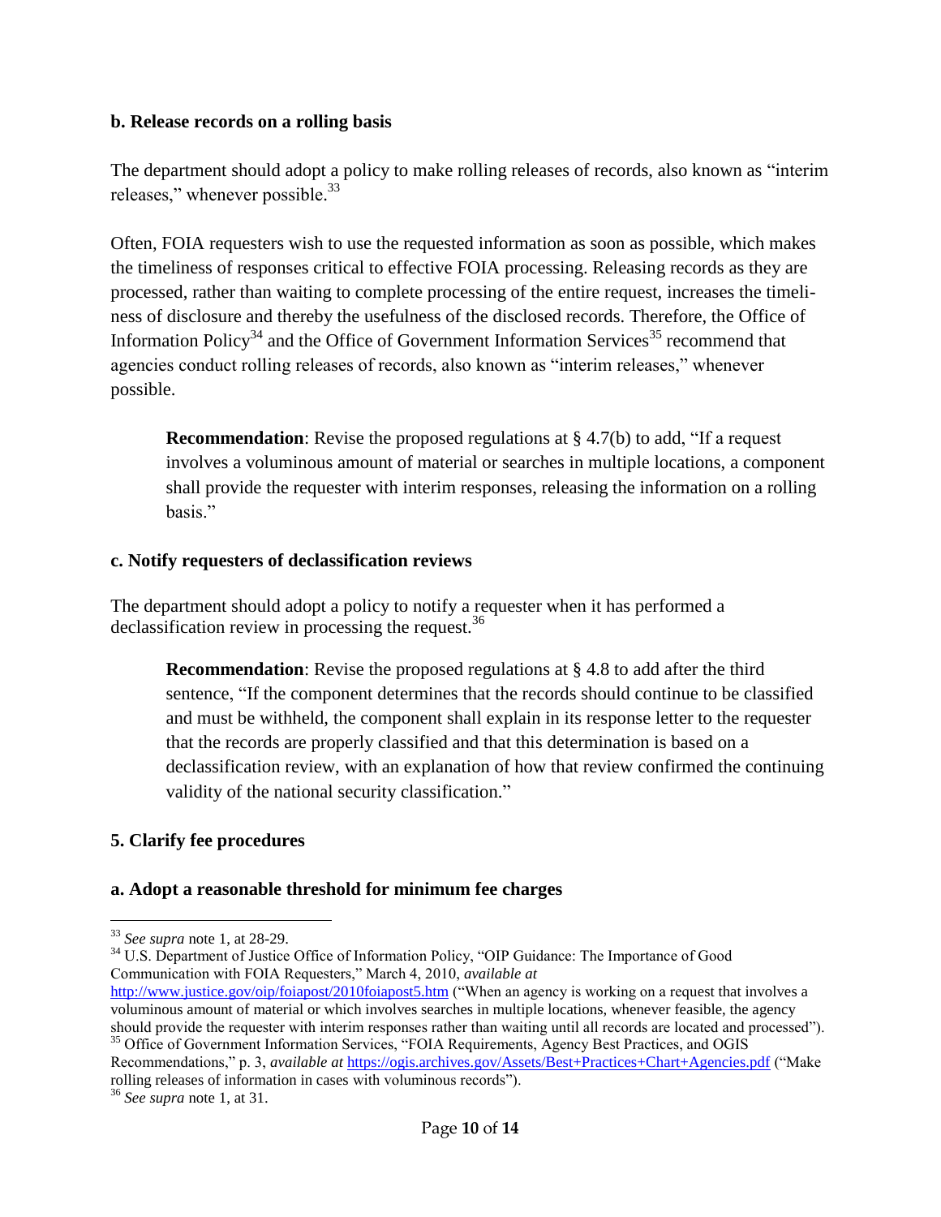### b. Release records on a rolling basis

The department should adopt a policy to make rolling releases of records, also known as "interim releases," whenever possible.[33]

Often, FOIA requesters wish to use the requested information as soon as possible, which makes the timeliness of responses critical to effective FOIA processing. Releasing records as they are processed, rather than waiting to complete processing of the entire request, increases the timeliness of disclosure and thereby the usefulness of the disclosed records. Therefore, the Office of Information Policy[34] and the Office of Government Information Services[35] recommend that agencies conduct rolling releases of records, also known as "interim releases," whenever possible.

> **Recommendation**: Revise the proposed regulations at § 4.7(b) to add, "If a request involves a voluminous amount of material or searches in multiple locations, a component shall provide the requester with interim responses, releasing the information on a rolling basis."

### c. Notify requesters of declassification reviews

The department should adopt a policy to notify a requester when it has performed a declassification review in processing the request.[36]

> **Recommendation**: Revise the proposed regulations at § 4.8 to add after the third sentence, "If the component determines that the records should continue to be classified and must be withheld, the component shall explain in its response letter to the requester that the records are properly classified and that this determination is based on a declassification review, with an explanation of how that review confirmed the continuing validity of the national security classification."

## 5. Clarify fee procedures

### a. Adopt a reasonable threshold for minimum fee charges

---

[33] *See supra* note 1, at 28-29.

[34] U.S. Department of Justice Office of Information Policy, "OIP Guidance: The Importance of Good Communication with FOIA Requesters," March 4, 2010, *available at* http://www.justice.gov/oip/foiapost/2010foiapost5.htm ("When an agency is working on a request that involves a voluminous amount of material or which involves searches in multiple locations, whenever feasible, the agency should provide the requester with interim responses rather than waiting until all records are located and processed").

[35] Office of Government Information Services, "FOIA Requirements, Agency Best Practices, and OGIS Recommendations," p. 3, *available at* https://ogis.archives.gov/Assets/Best+Practices+Chart+Agencies.pdf ("Make rolling releases of information in cases with voluminous records").

[36] *See supra* note 1, at 31.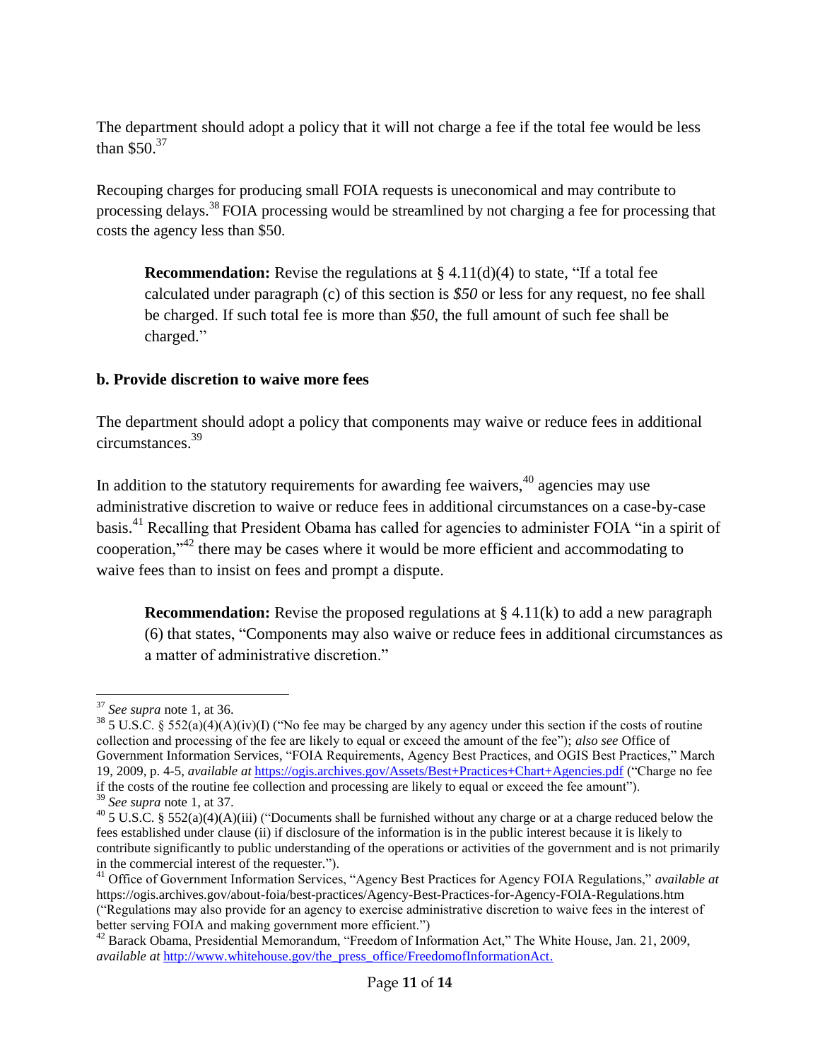The department should adopt a policy that it will not charge a fee if the total fee would be less than $50.[37]

Recouping charges for producing small FOIA requests is uneconomical and may contribute to processing delays.[38] FOIA processing would be streamlined by not charging a fee for processing that costs the agency less than $50.

> **Recommendation:** Revise the regulations at § 4.11(d)(4) to state, "If a total fee calculated under paragraph (c) of this section is *$50* or less for any request, no fee shall be charged. If such total fee is more than *$50*, the full amount of such fee shall be charged."

**b. Provide discretion to waive more fees**

The department should adopt a policy that components may waive or reduce fees in additional circumstances.[39]

In addition to the statutory requirements for awarding fee waivers,[40] agencies may use administrative discretion to waive or reduce fees in additional circumstances on a case-by-case basis.[41] Recalling that President Obama has called for agencies to administer FOIA "in a spirit of cooperation,"[42] there may be cases where it would be more efficient and accommodating to waive fees than to insist on fees and prompt a dispute.

> **Recommendation:** Revise the proposed regulations at § 4.11(k) to add a new paragraph (6) that states, "Components may also waive or reduce fees in additional circumstances as a matter of administrative discretion."

---

[37] *See supra* note 1, at 36.

[38] 5 U.S.C. § 552(a)(4)(A)(iv)(I) ("No fee may be charged by any agency under this section if the costs of routine collection and processing of the fee are likely to equal or exceed the amount of the fee"); *also see* Office of Government Information Services, "FOIA Requirements, Agency Best Practices, and OGIS Best Practices," March 19, 2009, p. 4-5, *available at* https://ogis.archives.gov/Assets/Best+Practices+Chart+Agencies.pdf ("Charge no fee if the costs of the routine fee collection and processing are likely to equal or exceed the fee amount").

[39] *See supra* note 1, at 37.

[40] 5 U.S.C. § 552(a)(4)(A)(iii) ("Documents shall be furnished without any charge or at a charge reduced below the fees established under clause (ii) if disclosure of the information is in the public interest because it is likely to contribute significantly to public understanding of the operations or activities of the government and is not primarily in the commercial interest of the requester.").

[41] Office of Government Information Services, "Agency Best Practices for Agency FOIA Regulations," *available at* https://ogis.archives.gov/about-foia/best-practices/Agency-Best-Practices-for-Agency-FOIA-Regulations.htm ("Regulations may also provide for an agency to exercise administrative discretion to waive fees in the interest of better serving FOIA and making government more efficient.")

[42] Barack Obama, Presidential Memorandum, "Freedom of Information Act," The White House, Jan. 21, 2009, *available at* http://www.whitehouse.gov/the_press_office/FreedomofInformationAct.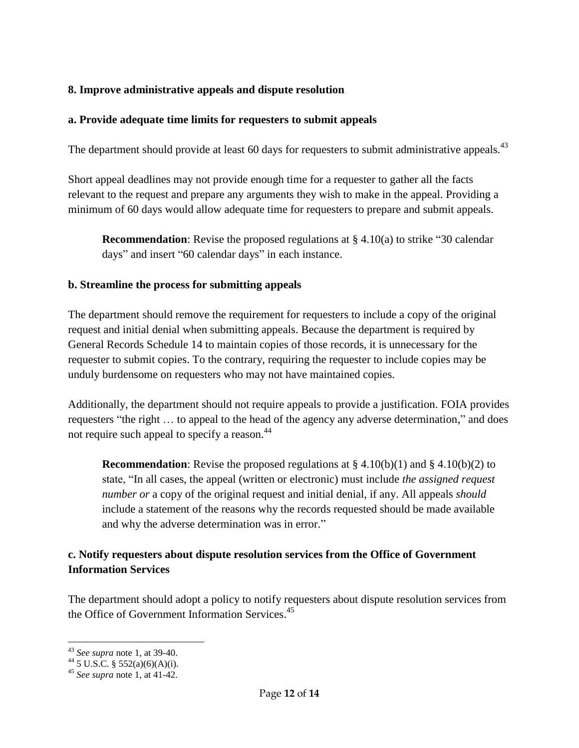**8. Improve administrative appeals and dispute resolution**

**a. Provide adequate time limits for requesters to submit appeals**

The department should provide at least 60 days for requesters to submit administrative appeals.[43]

Short appeal deadlines may not provide enough time for a requester to gather all the facts relevant to the request and prepare any arguments they wish to make in the appeal. Providing a minimum of 60 days would allow adequate time for requesters to prepare and submit appeals.

> **Recommendation**: Revise the proposed regulations at § 4.10(a) to strike "30 calendar days" and insert "60 calendar days" in each instance.

**b. Streamline the process for submitting appeals**

The department should remove the requirement for requesters to include a copy of the original request and initial denial when submitting appeals. Because the department is required by General Records Schedule 14 to maintain copies of those records, it is unnecessary for the requester to submit copies. To the contrary, requiring the requester to include copies may be unduly burdensome on requesters who may not have maintained copies.

Additionally, the department should not require appeals to provide a justification. FOIA provides requesters "the right … to appeal to the head of the agency any adverse determination," and does not require such appeal to specify a reason.[44]

> **Recommendation**: Revise the proposed regulations at § 4.10(b)(1) and § 4.10(b)(2) to state, "In all cases, the appeal (written or electronic) must include *the assigned request number or* a copy of the original request and initial denial, if any. All appeals *should* include a statement of the reasons why the records requested should be made available and why the adverse determination was in error."

**c. Notify requesters about dispute resolution services from the Office of Government Information Services**

The department should adopt a policy to notify requesters about dispute resolution services from the Office of Government Information Services.[45]

---

[43] *See supra* note 1, at 39-40.

[44] 5 U.S.C. § 552(a)(6)(A)(i).

[45] *See supra* note 1, at 41-42.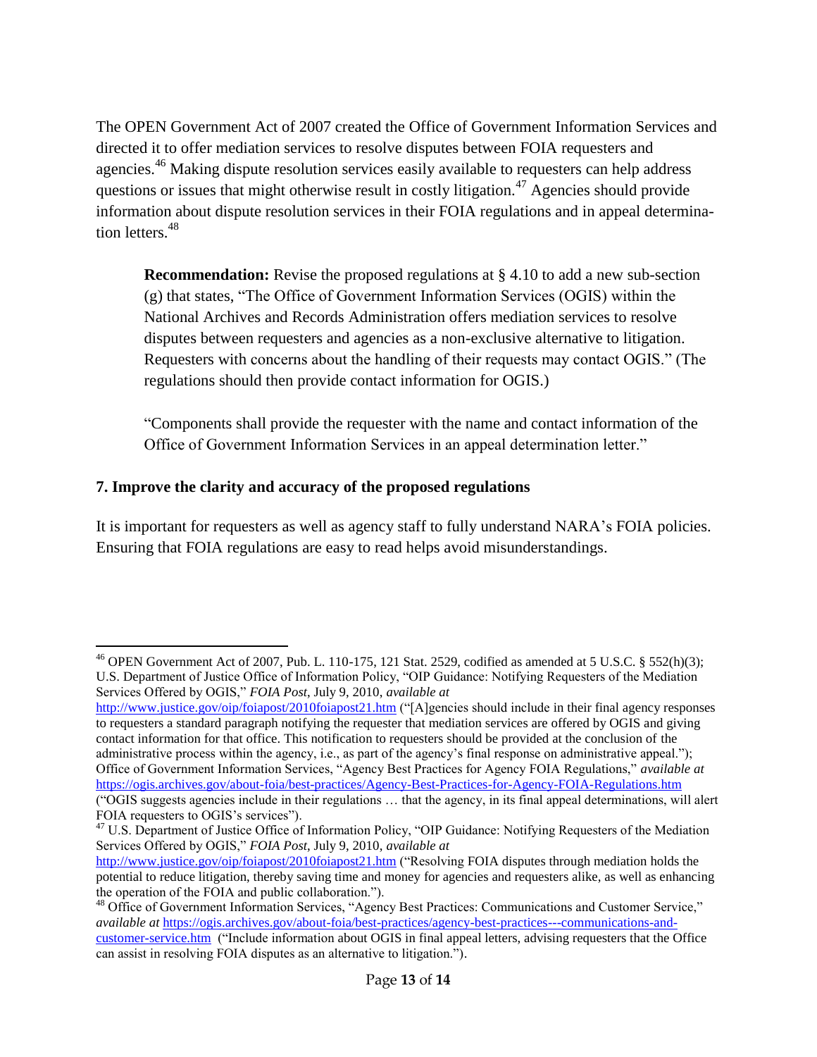The OPEN Government Act of 2007 created the Office of Government Information Services and directed it to offer mediation services to resolve disputes between FOIA requesters and agencies.[46] Making dispute resolution services easily available to requesters can help address questions or issues that might otherwise result in costly litigation.[47] Agencies should provide information about dispute resolution services in their FOIA regulations and in appeal determination letters.[48]

> **Recommendation:** Revise the proposed regulations at § 4.10 to add a new sub-section (g) that states, "The Office of Government Information Services (OGIS) within the National Archives and Records Administration offers mediation services to resolve disputes between requesters and agencies as a non-exclusive alternative to litigation. Requesters with concerns about the handling of their requests may contact OGIS." (The regulations should then provide contact information for OGIS.)
>
> "Components shall provide the requester with the name and contact information of the Office of Government Information Services in an appeal determination letter."

### 7. Improve the clarity and accuracy of the proposed regulations

It is important for requesters as well as agency staff to fully understand NARA's FOIA policies. Ensuring that FOIA regulations are easy to read helps avoid misunderstandings.

---

[46] OPEN Government Act of 2007, Pub. L. 110-175, 121 Stat. 2529, codified as amended at 5 U.S.C. § 552(h)(3); U.S. Department of Justice Office of Information Policy, "OIP Guidance: Notifying Requesters of the Mediation Services Offered by OGIS," *FOIA Post*, July 9, 2010, *available at* http://www.justice.gov/oip/foiapost/2010foiapost21.htm ("[A]gencies should include in their final agency responses to requesters a standard paragraph notifying the requester that mediation services are offered by OGIS and giving contact information for that office. This notification to requesters should be provided at the conclusion of the administrative process within the agency, i.e., as part of the agency's final response on administrative appeal."); Office of Government Information Services, "Agency Best Practices for Agency FOIA Regulations," *available at* https://ogis.archives.gov/about-foia/best-practices/Agency-Best-Practices-for-Agency-FOIA-Regulations.htm ("OGIS suggests agencies include in their regulations … that the agency, in its final appeal determinations, will alert FOIA requesters to OGIS's services").

[47] U.S. Department of Justice Office of Information Policy, "OIP Guidance: Notifying Requesters of the Mediation Services Offered by OGIS," *FOIA Post*, July 9, 2010, *available at* http://www.justice.gov/oip/foiapost/2010foiapost21.htm ("Resolving FOIA disputes through mediation holds the potential to reduce litigation, thereby saving time and money for agencies and requesters alike, as well as enhancing the operation of the FOIA and public collaboration.").

[48] Office of Government Information Services, "Agency Best Practices: Communications and Customer Service," *available at* https://ogis.archives.gov/about-foia/best-practices/agency-best-practices---communications-and-customer-service.htm ("Include information about OGIS in final appeal letters, advising requesters that the Office can assist in resolving FOIA disputes as an alternative to litigation.").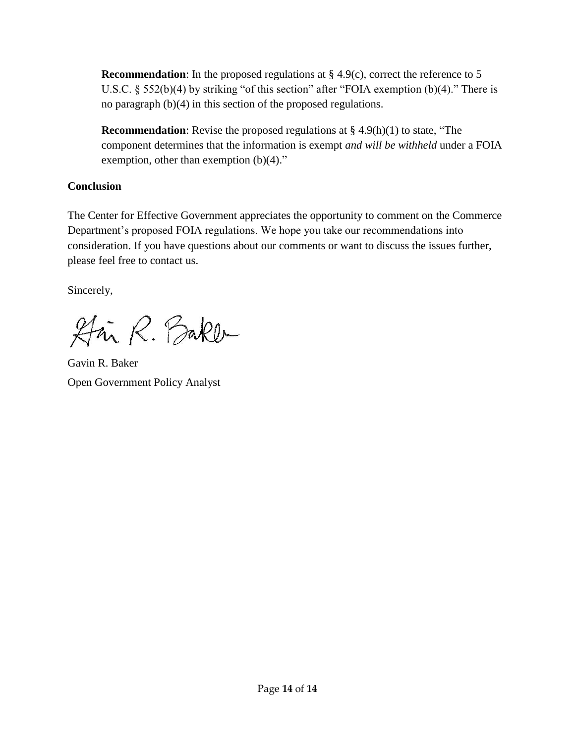**Recommendation**: In the proposed regulations at § 4.9(c), correct the reference to 5 U.S.C. § 552(b)(4) by striking "of this section" after "FOIA exemption (b)(4)." There is no paragraph (b)(4) in this section of the proposed regulations.

**Recommendation**: Revise the proposed regulations at § 4.9(h)(1) to state, "The component determines that the information is exempt *and will be withheld* under a FOIA exemption, other than exemption (b)(4)."

**Conclusion**

The Center for Effective Government appreciates the opportunity to comment on the Commerce Department's proposed FOIA regulations. We hope you take our recommendations into consideration. If you have questions about our comments or want to discuss the issues further, please feel free to contact us.

Sincerely,

Gavin R. Baker
Open Government Policy Analyst